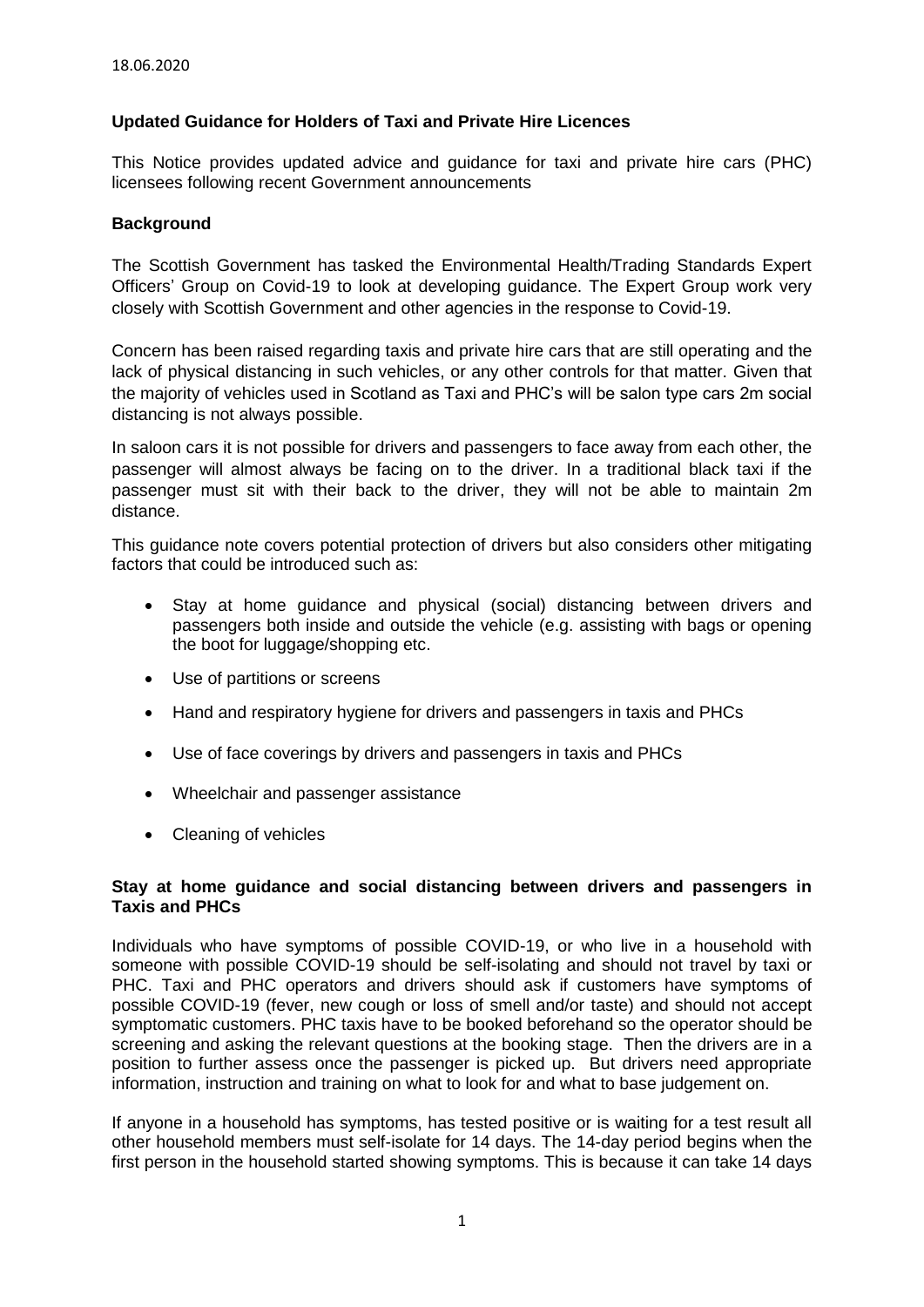18.06.2020

**Updated Guidance for Holders of Taxi and Private Hire Licences**

This Notice provides updated advice and guidance for taxi and private hire cars (PHC) licensees following recent Government announcements

**Background**

The Scottish Government has tasked the Environmental Health/Trading Standards Expert Officers' Group on Covid-19 to look at developing guidance. The Expert Group work very closely with Scottish Government and other agencies in the response to Covid-19.

Concern has been raised regarding taxis and private hire cars that are still operating and the lack of physical distancing in such vehicles, or any other controls for that matter. Given that the majority of vehicles used in Scotland as Taxi and PHC's will be salon type cars 2m social distancing is not always possible.

In saloon cars it is not possible for drivers and passengers to face away from each other, the passenger will almost always be facing on to the driver. In a traditional black taxi if the passenger must sit with their back to the driver, they will not be able to maintain 2m distance.

This guidance note covers potential protection of drivers but also considers other mitigating factors that could be introduced such as:

- Stay at home guidance and physical (social) distancing between drivers and passengers both inside and outside the vehicle (e.g. assisting with bags or opening the boot for luggage/shopping etc.
- Use of partitions or screens
- Hand and respiratory hygiene for drivers and passengers in taxis and PHCs
- Use of face coverings by drivers and passengers in taxis and PHCs
- Wheelchair and passenger assistance
- Cleaning of vehicles

**Stay at home guidance and social distancing between drivers and passengers in Taxis and PHCs**

Individuals who have symptoms of possible COVID-19, or who live in a household with someone with possible COVID-19 should be self-isolating and should not travel by taxi or PHC. Taxi and PHC operators and drivers should ask if customers have symptoms of possible COVID-19 (fever, new cough or loss of smell and/or taste) and should not accept symptomatic customers. PHC taxis have to be booked beforehand so the operator should be screening and asking the relevant questions at the booking stage. Then the drivers are in a position to further assess once the passenger is picked up. But drivers need appropriate information, instruction and training on what to look for and what to base judgement on.

If anyone in a household has symptoms, has tested positive or is waiting for a test result all other household members must self-isolate for 14 days. The 14-day period begins when the first person in the household started showing symptoms. This is because it can take 14 days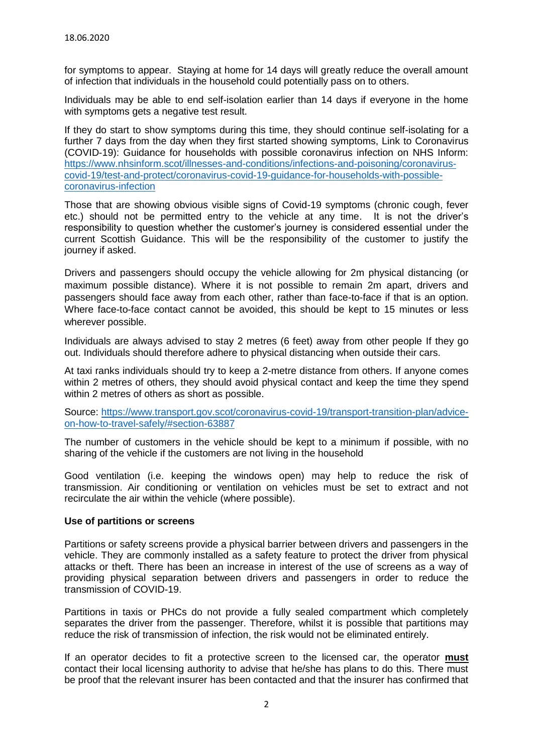for symptoms to appear. Staying at home for 14 days will greatly reduce the overall amount of infection that individuals in the household could potentially pass on to others.

Individuals may be able to end self-isolation earlier than 14 days if everyone in the home with symptoms gets a negative test result.

If they do start to show symptoms during this time, they should continue self-isolating for a further 7 days from the day when they first started showing symptoms, Link to Coronavirus (COVID-19): Guidance for households with possible coronavirus infection on NHS Inform: [https://www.nhsinform.scot/illnesses-and-conditions/infections-and-poisoning/coronavirus-covid-19/test-and-protect/coronavirus-covid-19-guidance-for-households-with-possible-coronavirus-infection](https://www.nhsinform.scot/illnesses-and-conditions/infections-and-poisoning/coronavirus-covid-19/test-and-protect/coronavirus-covid-19-guidance-for-households-with-possible-coronavirus-infection)

Those that are showing obvious visible signs of Covid-19 symptoms (chronic cough, fever etc.) should not be permitted entry to the vehicle at any time. It is not the driver's responsibility to question whether the customer's journey is considered essential under the current Scottish Guidance. This will be the responsibility of the customer to justify the journey if asked.

Drivers and passengers should occupy the vehicle allowing for 2m physical distancing (or maximum possible distance). Where it is not possible to remain 2m apart, drivers and passengers should face away from each other, rather than face-to-face if that is an option. Where face-to-face contact cannot be avoided, this should be kept to 15 minutes or less wherever possible.

Individuals are always advised to stay 2 metres (6 feet) away from other people If they go out. Individuals should therefore adhere to physical distancing when outside their cars.

At taxi ranks individuals should try to keep a 2-metre distance from others. If anyone comes within 2 metres of others, they should avoid physical contact and keep the time they spend within 2 metres of others as short as possible.

Source: [https://www.transport.gov.scot/coronavirus-covid-19/transport-transition-plan/advice-on-how-to-travel-safely/#section-63887](https://www.transport.gov.scot/coronavirus-covid-19/transport-transition-plan/advice-on-how-to-travel-safely/#section-63887)

The number of customers in the vehicle should be kept to a minimum if possible, with no sharing of the vehicle if the customers are not living in the household

Good ventilation (i.e. keeping the windows open) may help to reduce the risk of transmission. Air conditioning or ventilation on vehicles must be set to extract and not recirculate the air within the vehicle (where possible).

**Use of partitions or screens**

Partitions or safety screens provide a physical barrier between drivers and passengers in the vehicle. They are commonly installed as a safety feature to protect the driver from physical attacks or theft. There has been an increase in interest of the use of screens as a way of providing physical separation between drivers and passengers in order to reduce the transmission of COVID-19.

Partitions in taxis or PHCs do not provide a fully sealed compartment which completely separates the driver from the passenger. Therefore, whilst it is possible that partitions may reduce the risk of transmission of infection, the risk would not be eliminated entirely.

If an operator decides to fit a protective screen to the licensed car, the operator **must** contact their local licensing authority to advise that he/she has plans to do this. There must be proof that the relevant insurer has been contacted and that the insurer has confirmed that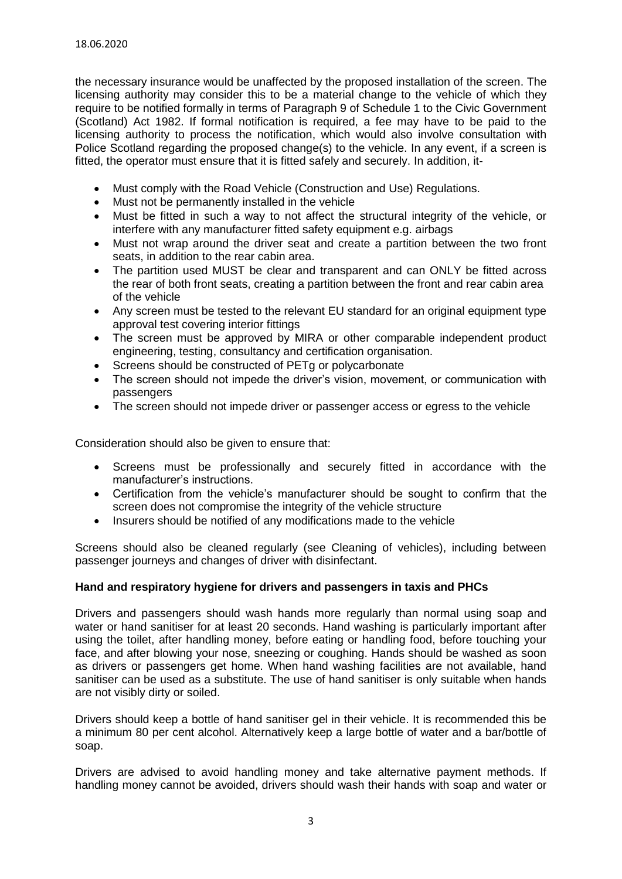the necessary insurance would be unaffected by the proposed installation of the screen. The licensing authority may consider this to be a material change to the vehicle of which they require to be notified formally in terms of Paragraph 9 of Schedule 1 to the Civic Government (Scotland) Act 1982. If formal notification is required, a fee may have to be paid to the licensing authority to process the notification, which would also involve consultation with Police Scotland regarding the proposed change(s) to the vehicle. In any event, if a screen is fitted, the operator must ensure that it is fitted safely and securely. In addition, it-

- Must comply with the Road Vehicle (Construction and Use) Regulations.
- Must not be permanently installed in the vehicle
- Must be fitted in such a way to not affect the structural integrity of the vehicle, or interfere with any manufacturer fitted safety equipment e.g. airbags
- Must not wrap around the driver seat and create a partition between the two front seats, in addition to the rear cabin area.
- The partition used MUST be clear and transparent and can ONLY be fitted across the rear of both front seats, creating a partition between the front and rear cabin area of the vehicle
- Any screen must be tested to the relevant EU standard for an original equipment type approval test covering interior fittings
- The screen must be approved by MIRA or other comparable independent product engineering, testing, consultancy and certification organisation.
- Screens should be constructed of PETg or polycarbonate
- The screen should not impede the driver's vision, movement, or communication with passengers
- The screen should not impede driver or passenger access or egress to the vehicle

Consideration should also be given to ensure that:

- Screens must be professionally and securely fitted in accordance with the manufacturer's instructions.
- Certification from the vehicle's manufacturer should be sought to confirm that the screen does not compromise the integrity of the vehicle structure
- Insurers should be notified of any modifications made to the vehicle

Screens should also be cleaned regularly (see Cleaning of vehicles), including between passenger journeys and changes of driver with disinfectant.

**Hand and respiratory hygiene for drivers and passengers in taxis and PHCs**

Drivers and passengers should wash hands more regularly than normal using soap and water or hand sanitiser for at least 20 seconds. Hand washing is particularly important after using the toilet, after handling money, before eating or handling food, before touching your face, and after blowing your nose, sneezing or coughing. Hands should be washed as soon as drivers or passengers get home. When hand washing facilities are not available, hand sanitiser can be used as a substitute. The use of hand sanitiser is only suitable when hands are not visibly dirty or soiled.

Drivers should keep a bottle of hand sanitiser gel in their vehicle. It is recommended this be a minimum 80 per cent alcohol. Alternatively keep a large bottle of water and a bar/bottle of soap.

Drivers are advised to avoid handling money and take alternative payment methods. If handling money cannot be avoided, drivers should wash their hands with soap and water or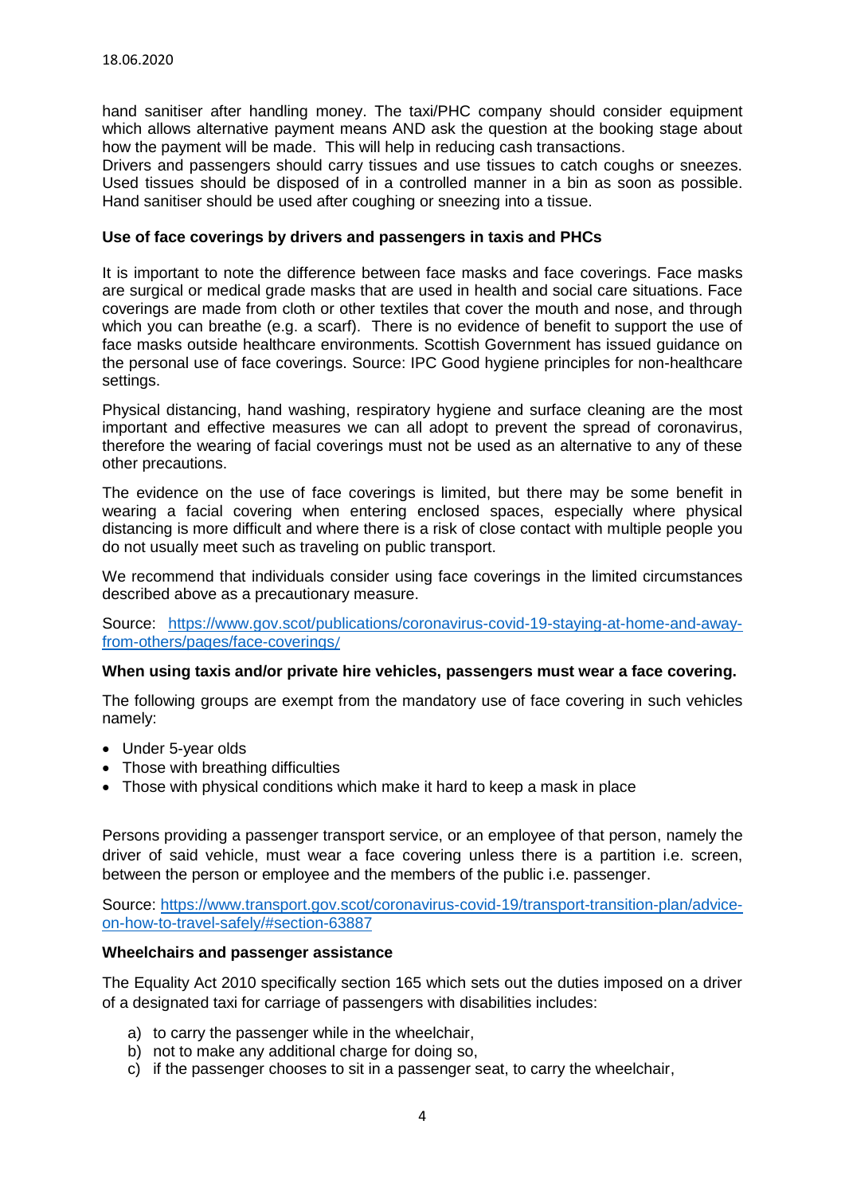hand sanitiser after handling money. The taxi/PHC company should consider equipment which allows alternative payment means AND ask the question at the booking stage about how the payment will be made. This will help in reducing cash transactions.
Drivers and passengers should carry tissues and use tissues to catch coughs or sneezes. Used tissues should be disposed of in a controlled manner in a bin as soon as possible. Hand sanitiser should be used after coughing or sneezing into a tissue.

**Use of face coverings by drivers and passengers in taxis and PHCs**

It is important to note the difference between face masks and face coverings. Face masks are surgical or medical grade masks that are used in health and social care situations. Face coverings are made from cloth or other textiles that cover the mouth and nose, and through which you can breathe (e.g. a scarf). There is no evidence of benefit to support the use of face masks outside healthcare environments. Scottish Government has issued guidance on the personal use of face coverings. Source: IPC Good hygiene principles for non-healthcare settings.

Physical distancing, hand washing, respiratory hygiene and surface cleaning are the most important and effective measures we can all adopt to prevent the spread of coronavirus, therefore the wearing of facial coverings must not be used as an alternative to any of these other precautions.

The evidence on the use of face coverings is limited, but there may be some benefit in wearing a facial covering when entering enclosed spaces, especially where physical distancing is more difficult and where there is a risk of close contact with multiple people you do not usually meet such as traveling on public transport.

We recommend that individuals consider using face coverings in the limited circumstances described above as a precautionary measure.

Source: [https://www.gov.scot/publications/coronavirus-covid-19-staying-at-home-and-away-from-others/pages/face-coverings/](https://www.gov.scot/publications/coronavirus-covid-19-staying-at-home-and-away-from-others/pages/face-coverings/)

**When using taxis and/or private hire vehicles, passengers must wear a face covering.**

The following groups are exempt from the mandatory use of face covering in such vehicles namely:

- Under 5-year olds
- Those with breathing difficulties
- Those with physical conditions which make it hard to keep a mask in place

Persons providing a passenger transport service, or an employee of that person, namely the driver of said vehicle, must wear a face covering unless there is a partition i.e. screen, between the person or employee and the members of the public i.e. passenger.

Source: [https://www.transport.gov.scot/coronavirus-covid-19/transport-transition-plan/advice-on-how-to-travel-safely/#section-63887](https://www.transport.gov.scot/coronavirus-covid-19/transport-transition-plan/advice-on-how-to-travel-safely/#section-63887)

**Wheelchairs and passenger assistance**

The Equality Act 2010 specifically section 165 which sets out the duties imposed on a driver of a designated taxi for carriage of passengers with disabilities includes:

a) to carry the passenger while in the wheelchair,
b) not to make any additional charge for doing so,
c) if the passenger chooses to sit in a passenger seat, to carry the wheelchair,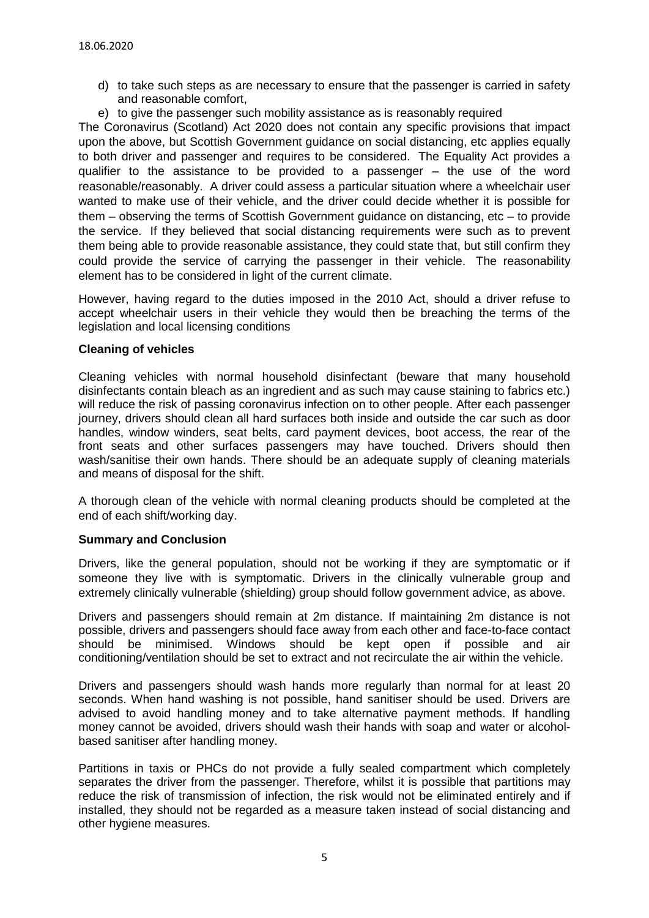d) to take such steps as are necessary to ensure that the passenger is carried in safety and reasonable comfort,
e) to give the passenger such mobility assistance as is reasonably required

The Coronavirus (Scotland) Act 2020 does not contain any specific provisions that impact upon the above, but Scottish Government guidance on social distancing, etc applies equally to both driver and passenger and requires to be considered. The Equality Act provides a qualifier to the assistance to be provided to a passenger – the use of the word reasonable/reasonably. A driver could assess a particular situation where a wheelchair user wanted to make use of their vehicle, and the driver could decide whether it is possible for them – observing the terms of Scottish Government guidance on distancing, etc – to provide the service. If they believed that social distancing requirements were such as to prevent them being able to provide reasonable assistance, they could state that, but still confirm they could provide the service of carrying the passenger in their vehicle. The reasonability element has to be considered in light of the current climate.

However, having regard to the duties imposed in the 2010 Act, should a driver refuse to accept wheelchair users in their vehicle they would then be breaching the terms of the legislation and local licensing conditions

**Cleaning of vehicles**

Cleaning vehicles with normal household disinfectant (beware that many household disinfectants contain bleach as an ingredient and as such may cause staining to fabrics etc.) will reduce the risk of passing coronavirus infection on to other people. After each passenger journey, drivers should clean all hard surfaces both inside and outside the car such as door handles, window winders, seat belts, card payment devices, boot access, the rear of the front seats and other surfaces passengers may have touched. Drivers should then wash/sanitise their own hands. There should be an adequate supply of cleaning materials and means of disposal for the shift.

A thorough clean of the vehicle with normal cleaning products should be completed at the end of each shift/working day.

**Summary and Conclusion**

Drivers, like the general population, should not be working if they are symptomatic or if someone they live with is symptomatic. Drivers in the clinically vulnerable group and extremely clinically vulnerable (shielding) group should follow government advice, as above.

Drivers and passengers should remain at 2m distance. If maintaining 2m distance is not possible, drivers and passengers should face away from each other and face-to-face contact should be minimised. Windows should be kept open if possible and air conditioning/ventilation should be set to extract and not recirculate the air within the vehicle.

Drivers and passengers should wash hands more regularly than normal for at least 20 seconds. When hand washing is not possible, hand sanitiser should be used. Drivers are advised to avoid handling money and to take alternative payment methods. If handling money cannot be avoided, drivers should wash their hands with soap and water or alcohol-based sanitiser after handling money.

Partitions in taxis or PHCs do not provide a fully sealed compartment which completely separates the driver from the passenger. Therefore, whilst it is possible that partitions may reduce the risk of transmission of infection, the risk would not be eliminated entirely and if installed, they should not be regarded as a measure taken instead of social distancing and other hygiene measures.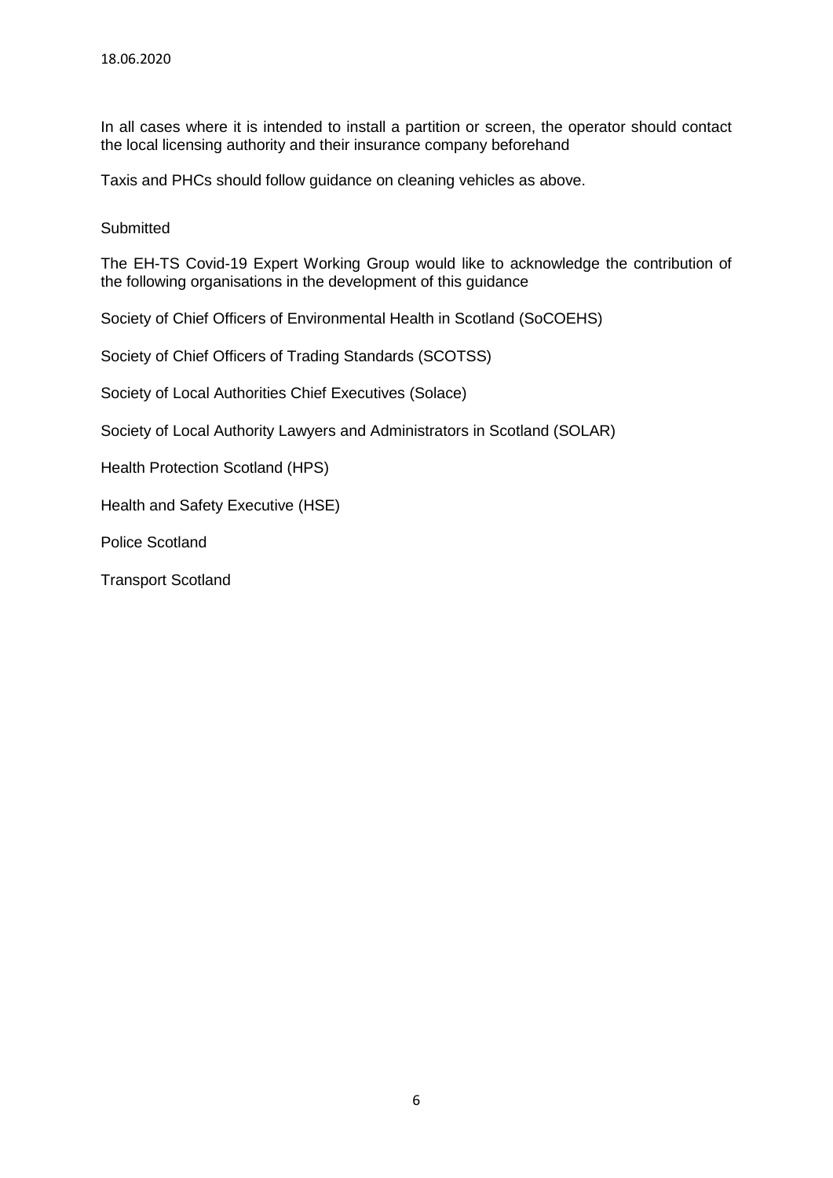In all cases where it is intended to install a partition or screen, the operator should contact the local licensing authority and their insurance company beforehand

Taxis and PHCs should follow guidance on cleaning vehicles as above.

Submitted

The EH-TS Covid-19 Expert Working Group would like to acknowledge the contribution of the following organisations in the development of this guidance

Society of Chief Officers of Environmental Health in Scotland (SoCOEHS)

Society of Chief Officers of Trading Standards (SCOTSS)

Society of Local Authorities Chief Executives (Solace)

Society of Local Authority Lawyers and Administrators in Scotland (SOLAR)

Health Protection Scotland (HPS)

Health and Safety Executive (HSE)

Police Scotland

Transport Scotland